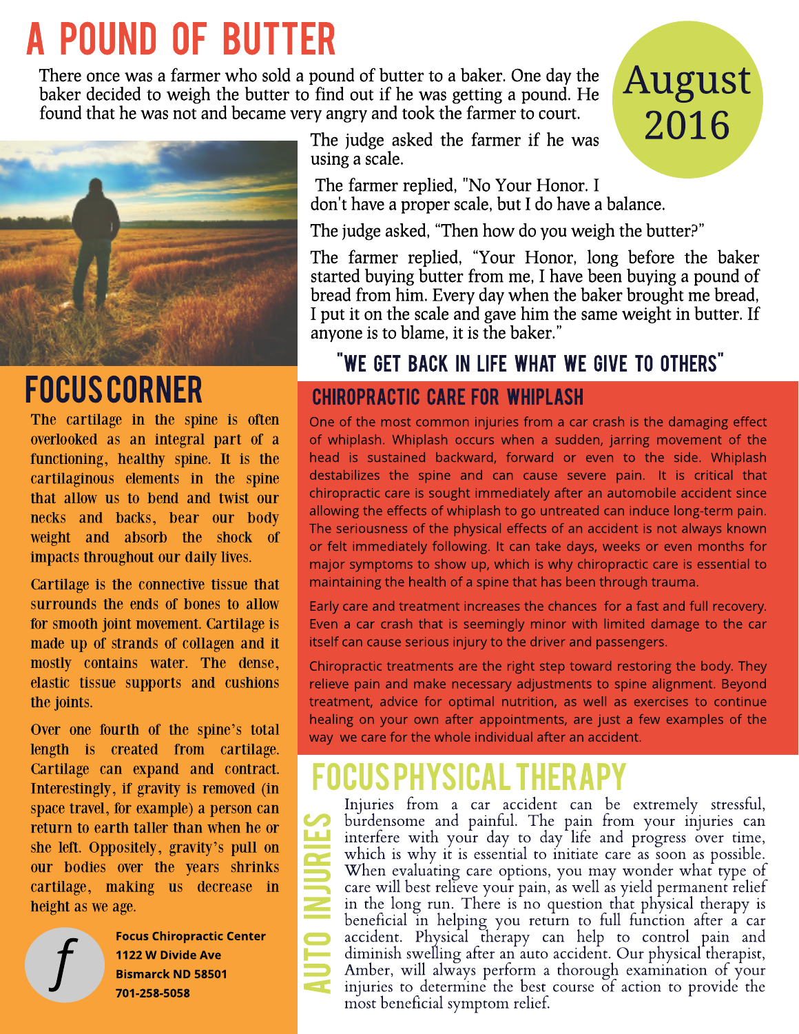# A POUND OF BUTTER

**August 2016**

There once was a farmer who sold a pound of butter to a baker. One day the baker decided to weigh the butter to find out if he was getting a pound. He found that he was not and became very angry and took the farmer to court.

The judge asked the farmer if he was using a scale.

The farmer replied, "No Your Honor. I don't have a proper scale, but I do have a balance.

The judge asked, "Then how do you weigh the butter?"

The farmer replied, "Your Honor, long before the baker started buying butter from me, I have been buying a pound of bread from him. Every day when the baker brought me bread, I put it on the scale and gave him the same weight in butter. If anyone is to blame, it is the baker."

## "WE GET BACK IN LIFE WHAT WE GIVE TO OTHERS"

## FOCUS CORNER

The cartilage in the spine is often overlooked as an integral part of a functioning, healthy spine. It is the cartilaginous elements in the spine that allow us to bend and twist our necks and backs, bear our body weight and absorb the shock of impacts throughout our daily lives.

Cartilage is the connective tissue that surrounds the ends of bones to allow for smooth joint movement. Cartilage is made up of strands of collagen and it mostly contains water. The dense, elastic tissue supports and cushions the joints.

Over one fourth of the spine's total length is created from cartilage. Cartilage can expand and contract. Interestingly, if gravity is removed (in space travel, for example) a person can return to earth taller than when he or she left. Oppositely, gravity's pull on our bodies over the years shrinks cartilage, making us decrease in height as we age.

**Focus Chiropractic Center**
**1122 W Divide Ave**
**Bismarck ND 58501**
**701-258-5058**

## CHIROPRACTIC CARE FOR WHIPLASH

One of the most common injuries from a car crash is the damaging effect of whiplash. Whiplash occurs when a sudden, jarring movement of the head is sustained backward, forward or even to the side. Whiplash destabilizes the spine and can cause severe pain. It is critical that chiropractic care is sought immediately after an automobile accident since allowing the effects of whiplash to go untreated can induce long-term pain. The seriousness of the physical effects of an accident is not always known or felt immediately following. It can take days, weeks or even months for major symptoms to show up, which is why chiropractic care is essential to maintaining the health of a spine that has been through trauma.

Early care and treatment increases the chances for a fast and full recovery. Even a car crash that is seemingly minor with limited damage to the car itself can cause serious injury to the driver and passengers.

Chiropractic treatments are the right step toward restoring the body. They relieve pain and make necessary adjustments to spine alignment. Beyond treatment, advice for optimal nutrition, as well as exercises to continue healing on your own after appointments, are just a few examples of the way we care for the whole individual after an accident.

## FOCUS PHYSICAL THERAPY

### AUTO INJURIES

Injuries from a car accident can be extremely stressful, burdensome and painful. The pain from your injuries can interfere with your day to day life and progress over time, which is why it is essential to initiate care as soon as possible. When evaluating care options, you may wonder what type of care will best relieve your pain, as well as yield permanent relief in the long run. There is no question that physical therapy is beneficial in helping you return to full function after a car accident. Physical therapy can help to control pain and diminish swelling after an auto accident. Our physical therapist, Amber, will always perform a thorough examination of your injuries to determine the best course of action to provide the most beneficial symptom relief.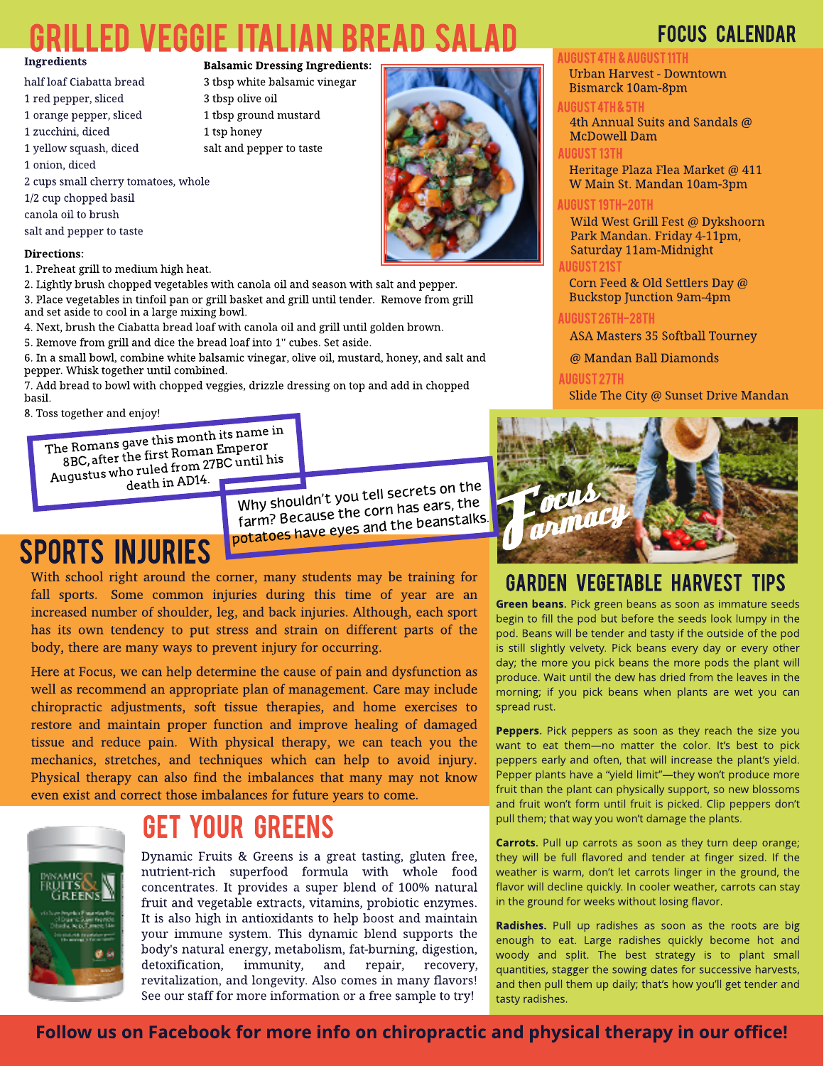# GRILLED VEGGIE ITALIAN BREAD SALAD

**Ingredients**

- half loaf Ciabatta bread
- 1 red pepper, sliced
- 1 orange pepper, sliced
- 1 zucchini, diced
- 1 yellow squash, diced
- 1 onion, diced
- 2 cups small cherry tomatoes, whole
- 1/2 cup chopped basil
- canola oil to brush
- salt and pepper to taste

**Balsamic Dressing Ingredients:**

- 3 tbsp white balsamic vinegar
- 3 tbsp olive oil
- 1 tbsp ground mustard
- 1 tsp honey
- salt and pepper to taste

**Directions:**

1. Preheat grill to medium high heat.
2. Lightly brush chopped vegetables with canola oil and season with salt and pepper.
3. Place vegetables in tinfoil pan or grill basket and grill until tender. Remove from grill and set aside to cool in a large mixing bowl.
4. Next, brush the Ciabatta bread loaf with canola oil and grill until golden brown.
5. Remove from grill and dice the bread loaf into 1" cubes. Set aside.
6. In a small bowl, combine white balsamic vinegar, olive oil, mustard, honey, and salt and pepper. Whisk together until combined.
7. Add bread to bowl with chopped veggies, drizzle dressing on top and add in chopped basil.
8. Toss together and enjoy!

The Romans gave this month its name in 8BC, after the first Roman Emperor Augustus who ruled from 27BC until his death in AD14.

Why shouldn't you tell secrets on the farm? Because the corn has ears, the potatoes have eyes and the beanstalks.

# SPORTS INJURIES

With school right around the corner, many students may be training for fall sports. Some common injuries during this time of year are an increased number of shoulder, leg, and back injuries. Although, each sport has its own tendency to put stress and strain on different parts of the body, there are many ways to prevent injury for occurring.

Here at Focus, we can help determine the cause of pain and dysfunction as well as recommend an appropriate plan of management. Care may include chiropractic adjustments, soft tissue therapies, and home exercises to restore and maintain proper function and improve healing of damaged tissue and reduce pain. With physical therapy, we can teach you the mechanics, stretches, and techniques which can help to avoid injury. Physical therapy can also find the imbalances that many may not know even exist and correct those imbalances for future years to come.

# GET YOUR GREENS

Dynamic Fruits & Greens is a great tasting, gluten free, nutrient-rich superfood formula with whole food concentrates. It provides a super blend of 100% natural fruit and vegetable extracts, vitamins, probiotic enzymes. It is also high in antioxidants to help boost and maintain your immune system. This dynamic blend supports the body's natural energy, metabolism, fat-burning, digestion, detoxification, immunity, and repair, recovery, revitalization, and longevity. Also comes in many flavors! See our staff for more information or a free sample to try!

# FOCUS CALENDAR

**AUGUST 4TH & AUGUST 11TH**
Urban Harvest - Downtown Bismarck 10am-8pm

**AUGUST 4TH & 5TH**
4th Annual Suits and Sandals @ McDowell Dam

**AUGUST 13TH**
Heritage Plaza Flea Market @ 411 W Main St. Mandan 10am-3pm

**AUGUST 19TH-20TH**
Wild West Grill Fest @ Dykshoorn Park Mandan. Friday 4-11pm, Saturday 11am-Midnight

**AUGUST 21ST**
Corn Feed & Old Settlers Day @ Buckstop Junction 9am-4pm

**AUGUST 26TH-28TH**
ASA Masters 35 Softball Tourney @ Mandan Ball Diamonds

**AUGUST 27TH**
Slide The City @ Sunset Drive Mandan

Focus Farmacy

# GARDEN VEGETABLE HARVEST TIPS

**Green beans.** Pick green beans as soon as immature seeds begin to fill the pod but before the seeds look lumpy in the pod. Beans will be tender and tasty if the outside of the pod is still slightly velvety. Pick beans every day or every other day; the more you pick beans the more pods the plant will produce. Wait until the dew has dried from the leaves in the morning; if you pick beans when plants are wet you can spread rust.

**Peppers.** Pick peppers as soon as they reach the size you want to eat them—no matter the color. It's best to pick peppers early and often, that will increase the plant's yield. Pepper plants have a "yield limit"—they won't produce more fruit than the plant can physically support, so new blossoms and fruit won't form until fruit is picked. Clip peppers don't pull them; that way you won't damage the plants.

**Carrots.** Pull up carrots as soon as they turn deep orange; they will be full flavored and tender at finger sized. If the weather is warm, don't let carrots linger in the ground, the flavor will decline quickly. In cooler weather, carrots can stay in the ground for weeks without losing flavor.

**Radishes.** Pull up radishes as soon as the roots are big enough to eat. Large radishes quickly become hot and woody and split. The best strategy is to plant small quantities, stagger the sowing dates for successive harvests, and then pull them up daily; that's how you'll get tender and tasty radishes.

**Follow us on Facebook for more info on chiropractic and physical therapy in our office!**